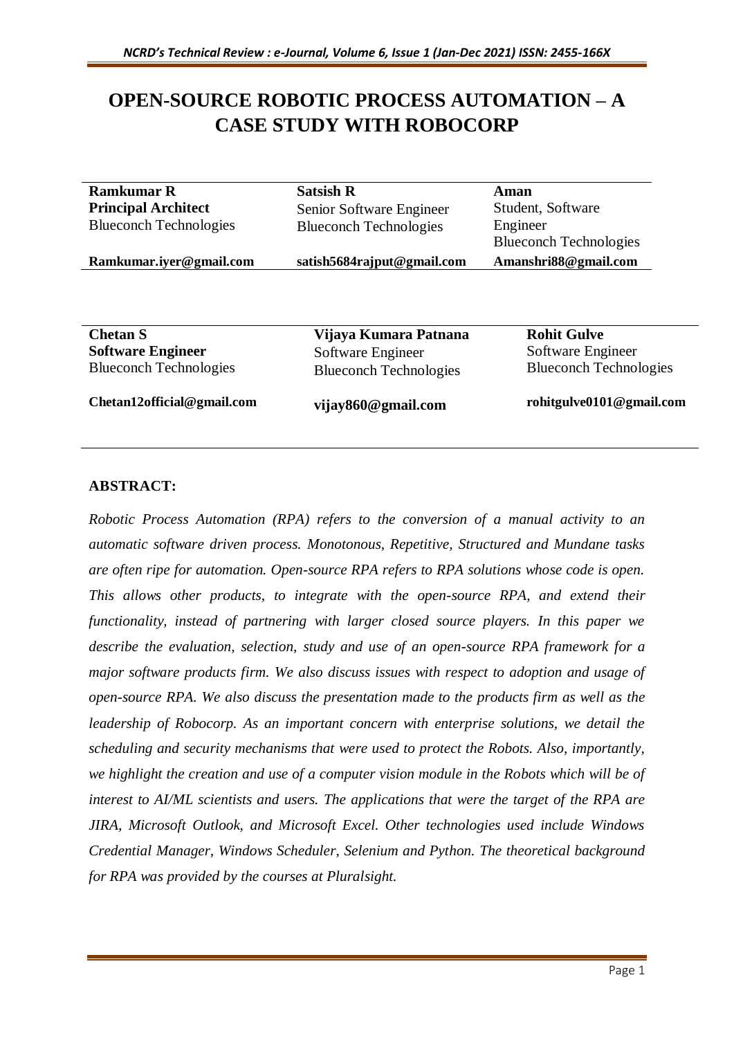# OPEN-SOURCE ROBOTIC PROCESS AUTOMATION – A CASE STUDY WITH ROBOCORP

| **Ramkumar R** | **Satsish R** | **Aman** |
|---|---|---|
| **Principal Architect** | Senior Software Engineer | Student, Software Engineer |
| Blueconch Technologies | Blueconch Technologies | Blueconch Technologies |
| **Ramkumar.iyer@gmail.com** | **satish5684rajput@gmail.com** | **Amanshri88@gmail.com** |

| **Chetan S** | **Vijaya Kumara Patnana** | **Rohit Gulve** |
|---|---|---|
| **Software Engineer** | Software Engineer | Software Engineer |
| Blueconch Technologies | Blueconch Technologies | Blueconch Technologies |
| **Chetan12official@gmail.com** | **vijay860@gmail.com** | **rohitgulve0101@gmail.com** |

## ABSTRACT:

*Robotic Process Automation (RPA) refers to the conversion of a manual activity to an automatic software driven process. Monotonous, Repetitive, Structured and Mundane tasks are often ripe for automation. Open-source RPA refers to RPA solutions whose code is open. This allows other products, to integrate with the open-source RPA, and extend their functionality, instead of partnering with larger closed source players. In this paper we describe the evaluation, selection, study and use of an open-source RPA framework for a major software products firm. We also discuss issues with respect to adoption and usage of open-source RPA. We also discuss the presentation made to the products firm as well as the leadership of Robocorp. As an important concern with enterprise solutions, we detail the scheduling and security mechanisms that were used to protect the Robots. Also, importantly, we highlight the creation and use of a computer vision module in the Robots which will be of interest to AI/ML scientists and users. The applications that were the target of the RPA are JIRA, Microsoft Outlook, and Microsoft Excel. Other technologies used include Windows Credential Manager, Windows Scheduler, Selenium and Python. The theoretical background for RPA was provided by the courses at Pluralsight.*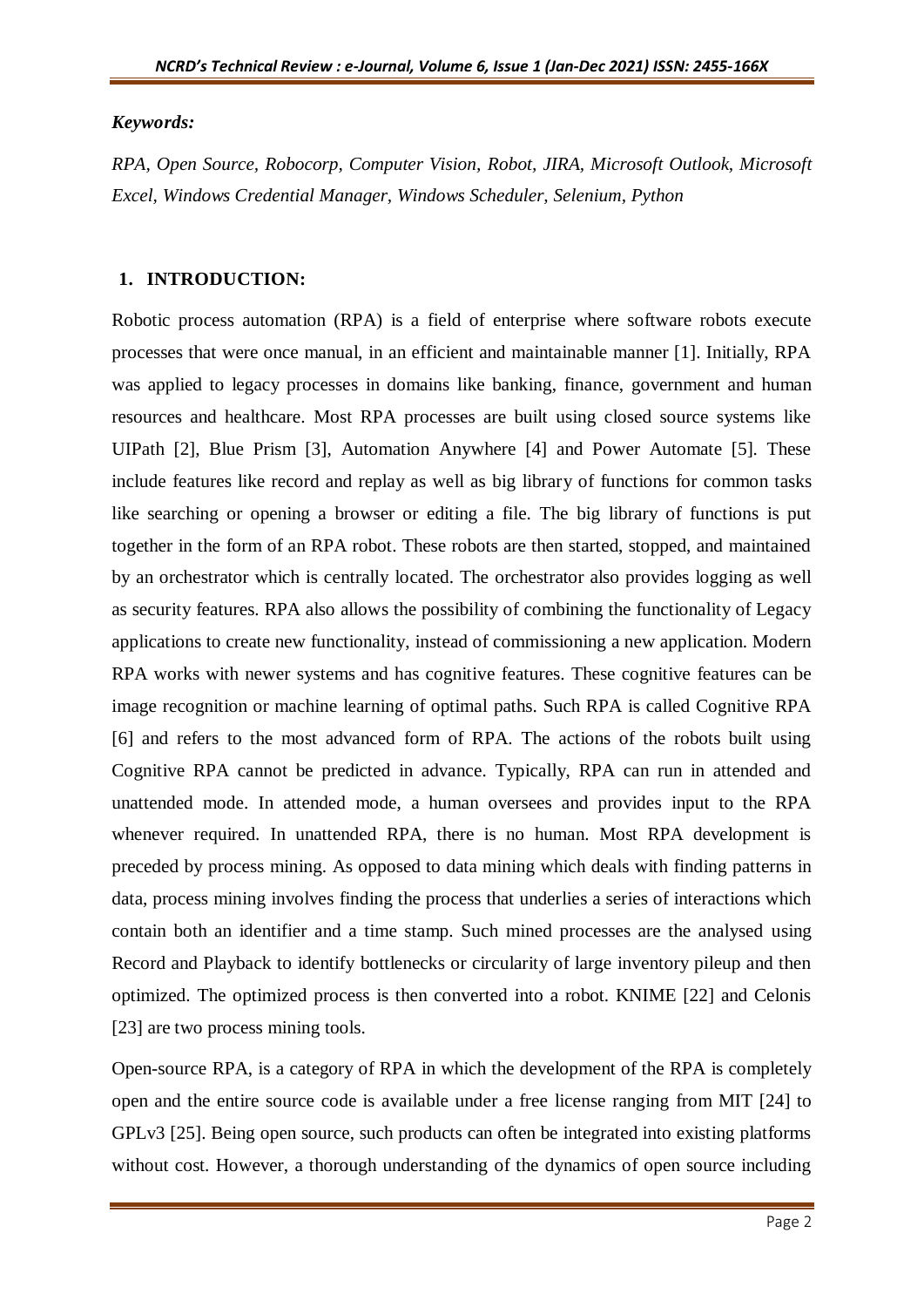*Keywords:*

*RPA, Open Source, Robocorp, Computer Vision, Robot, JIRA, Microsoft Outlook, Microsoft Excel, Windows Credential Manager, Windows Scheduler, Selenium, Python*

## 1. INTRODUCTION:

Robotic process automation (RPA) is a field of enterprise where software robots execute processes that were once manual, in an efficient and maintainable manner [1]. Initially, RPA was applied to legacy processes in domains like banking, finance, government and human resources and healthcare. Most RPA processes are built using closed source systems like UIPath [2], Blue Prism [3], Automation Anywhere [4] and Power Automate [5]. These include features like record and replay as well as big library of functions for common tasks like searching or opening a browser or editing a file. The big library of functions is put together in the form of an RPA robot. These robots are then started, stopped, and maintained by an orchestrator which is centrally located. The orchestrator also provides logging as well as security features. RPA also allows the possibility of combining the functionality of Legacy applications to create new functionality, instead of commissioning a new application. Modern RPA works with newer systems and has cognitive features. These cognitive features can be image recognition or machine learning of optimal paths. Such RPA is called Cognitive RPA [6] and refers to the most advanced form of RPA. The actions of the robots built using Cognitive RPA cannot be predicted in advance. Typically, RPA can run in attended and unattended mode. In attended mode, a human oversees and provides input to the RPA whenever required. In unattended RPA, there is no human. Most RPA development is preceded by process mining. As opposed to data mining which deals with finding patterns in data, process mining involves finding the process that underlies a series of interactions which contain both an identifier and a time stamp. Such mined processes are the analysed using Record and Playback to identify bottlenecks or circularity of large inventory pileup and then optimized. The optimized process is then converted into a robot. KNIME [22] and Celonis [23] are two process mining tools.

Open-source RPA, is a category of RPA in which the development of the RPA is completely open and the entire source code is available under a free license ranging from MIT [24] to GPLv3 [25]. Being open source, such products can often be integrated into existing platforms without cost. However, a thorough understanding of the dynamics of open source including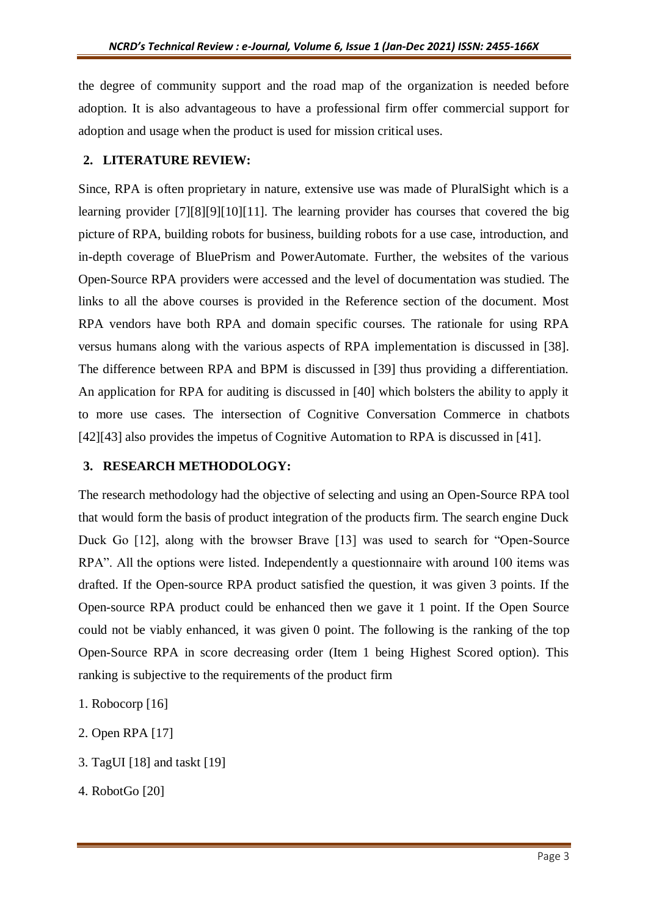the degree of community support and the road map of the organization is needed before adoption. It is also advantageous to have a professional firm offer commercial support for adoption and usage when the product is used for mission critical uses.

## 2. LITERATURE REVIEW:

Since, RPA is often proprietary in nature, extensive use was made of PluralSight which is a learning provider [7][8][9][10][11]. The learning provider has courses that covered the big picture of RPA, building robots for business, building robots for a use case, introduction, and in-depth coverage of BluePrism and PowerAutomate. Further, the websites of the various Open-Source RPA providers were accessed and the level of documentation was studied. The links to all the above courses is provided in the Reference section of the document. Most RPA vendors have both RPA and domain specific courses. The rationale for using RPA versus humans along with the various aspects of RPA implementation is discussed in [38]. The difference between RPA and BPM is discussed in [39] thus providing a differentiation. An application for RPA for auditing is discussed in [40] which bolsters the ability to apply it to more use cases. The intersection of Cognitive Conversation Commerce in chatbots [42][43] also provides the impetus of Cognitive Automation to RPA is discussed in [41].

## 3. RESEARCH METHODOLOGY:

The research methodology had the objective of selecting and using an Open-Source RPA tool that would form the basis of product integration of the products firm. The search engine Duck Duck Go [12], along with the browser Brave [13] was used to search for "Open-Source RPA". All the options were listed. Independently a questionnaire with around 100 items was drafted. If the Open-source RPA product satisfied the question, it was given 3 points. If the Open-source RPA product could be enhanced then we gave it 1 point. If the Open Source could not be viably enhanced, it was given 0 point. The following is the ranking of the top Open-Source RPA in score decreasing order (Item 1 being Highest Scored option). This ranking is subjective to the requirements of the product firm

1. Robocorp [16]
2. Open RPA [17]
3. TagUI [18] and taskt [19]
4. RobotGo [20]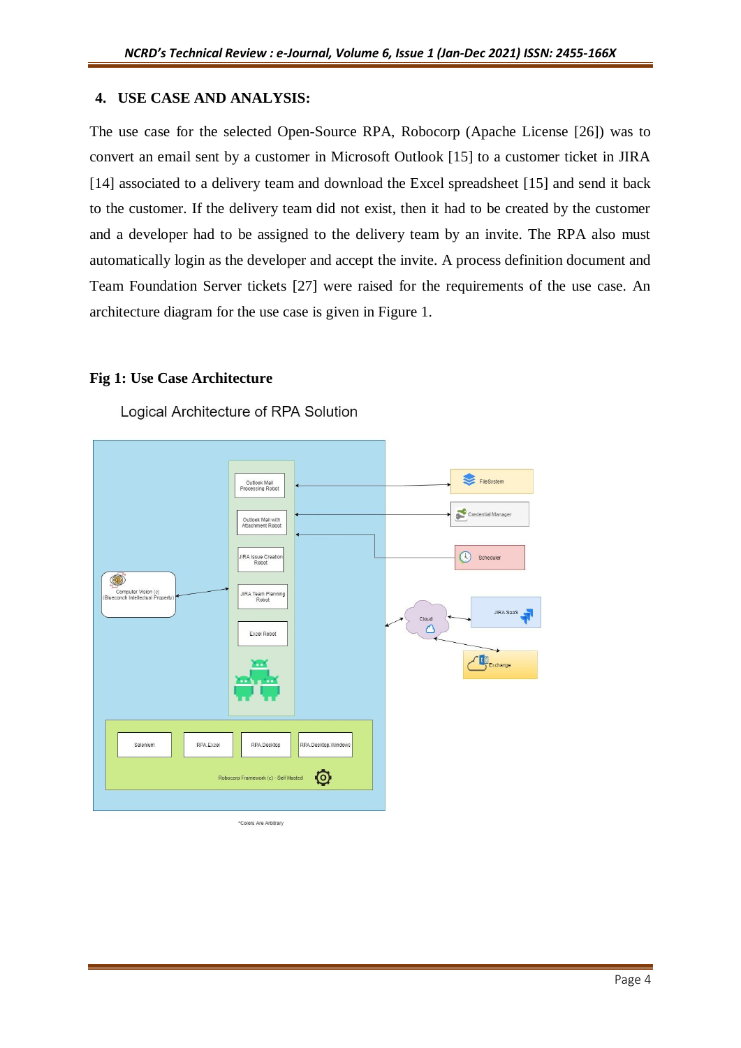## 4. USE CASE AND ANALYSIS:

The use case for the selected Open-Source RPA, Robocorp (Apache License [26]) was to convert an email sent by a customer in Microsoft Outlook [15] to a customer ticket in JIRA [14] associated to a delivery team and download the Excel spreadsheet [15] and send it back to the customer. If the delivery team did not exist, then it had to be created by the customer and a developer had to be assigned to the delivery team by an invite. The RPA also must automatically login as the developer and accept the invite. A process definition document and Team Foundation Server tickets [27] were raised for the requirements of the use case. An architecture diagram for the use case is given in Figure 1.

**Fig 1: Use Case Architecture**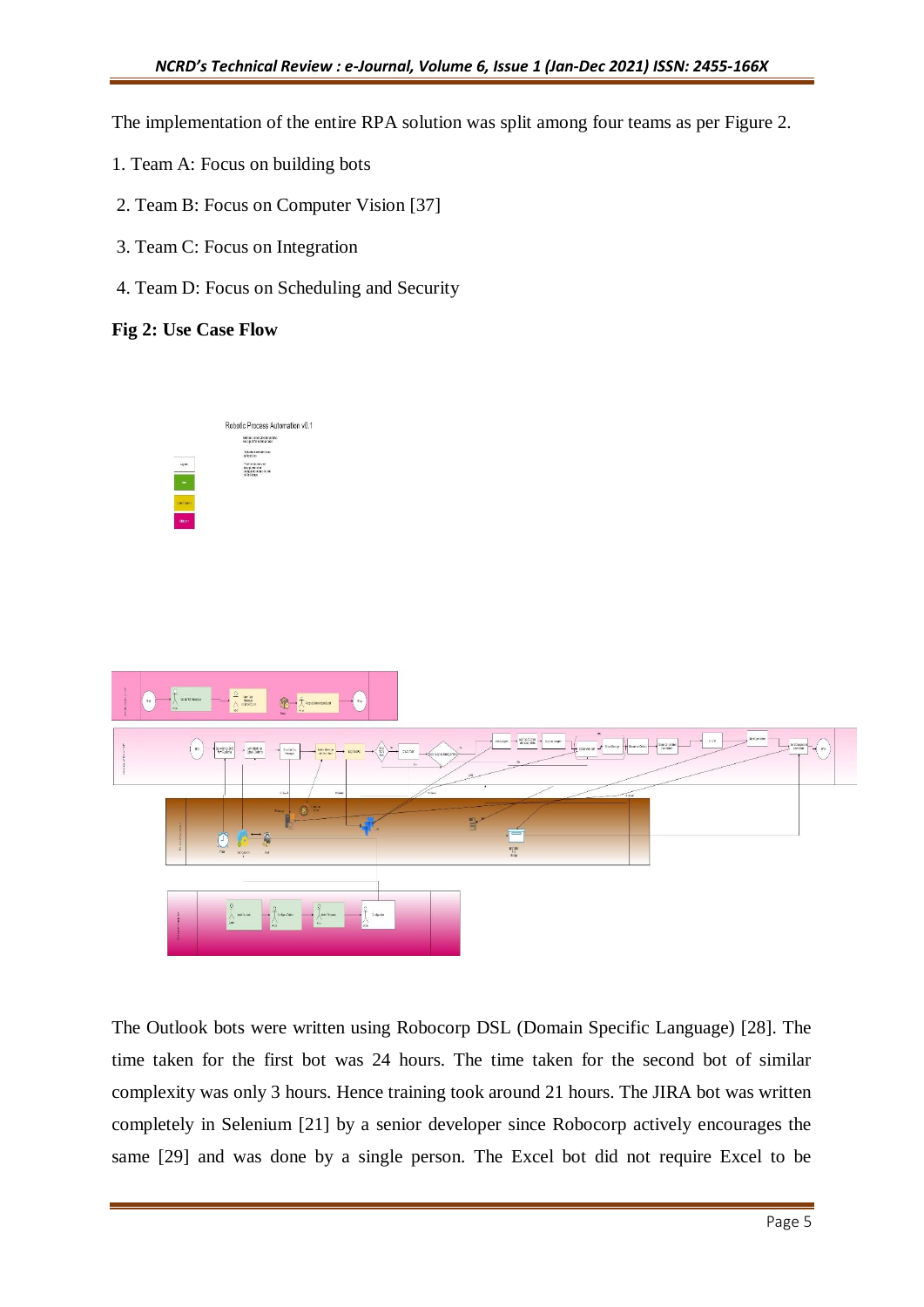The implementation of the entire RPA solution was split among four teams as per Figure 2.

1. Team A: Focus on building bots
2. Team B: Focus on Computer Vision [37]
3. Team C: Focus on Integration
4. Team D: Focus on Scheduling and Security

**Fig 2: Use Case Flow**

The Outlook bots were written using Robocorp DSL (Domain Specific Language) [28]. The time taken for the first bot was 24 hours. The time taken for the second bot of similar complexity was only 3 hours. Hence training took around 21 hours. The JIRA bot was written completely in Selenium [21] by a senior developer since Robocorp actively encourages the same [29] and was done by a single person. The Excel bot did not require Excel to be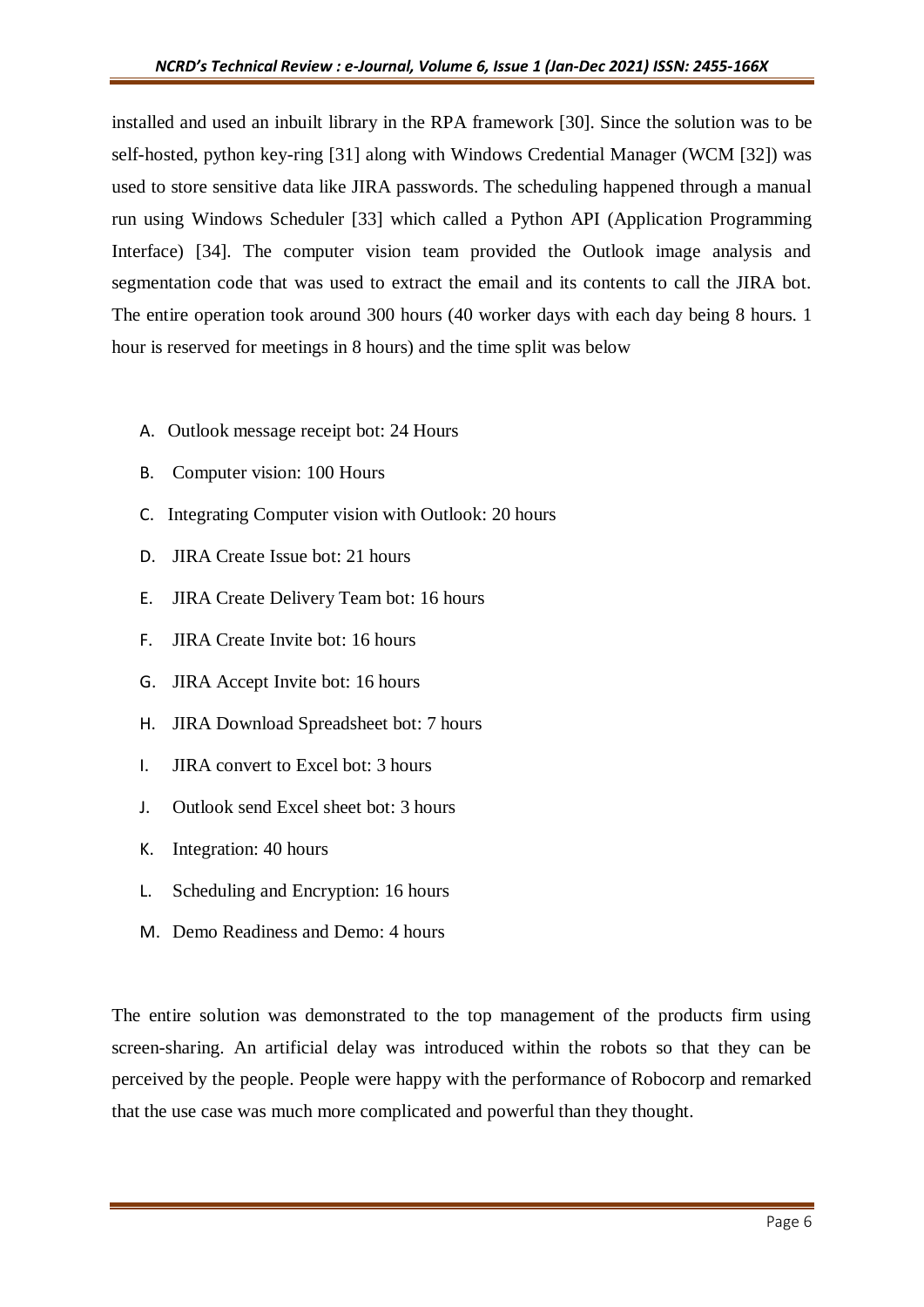installed and used an inbuilt library in the RPA framework [30]. Since the solution was to be self-hosted, python key-ring [31] along with Windows Credential Manager (WCM [32]) was used to store sensitive data like JIRA passwords. The scheduling happened through a manual run using Windows Scheduler [33] which called a Python API (Application Programming Interface) [34]. The computer vision team provided the Outlook image analysis and segmentation code that was used to extract the email and its contents to call the JIRA bot. The entire operation took around 300 hours (40 worker days with each day being 8 hours. 1 hour is reserved for meetings in 8 hours) and the time split was below

A. Outlook message receipt bot: 24 Hours
B. Computer vision: 100 Hours
C. Integrating Computer vision with Outlook: 20 hours
D. JIRA Create Issue bot: 21 hours
E. JIRA Create Delivery Team bot: 16 hours
F. JIRA Create Invite bot: 16 hours
G. JIRA Accept Invite bot: 16 hours
H. JIRA Download Spreadsheet bot: 7 hours
I. JIRA convert to Excel bot: 3 hours
J. Outlook send Excel sheet bot: 3 hours
K. Integration: 40 hours
L. Scheduling and Encryption: 16 hours
M. Demo Readiness and Demo: 4 hours

The entire solution was demonstrated to the top management of the products firm using screen-sharing. An artificial delay was introduced within the robots so that they can be perceived by the people. People were happy with the performance of Robocorp and remarked that the use case was much more complicated and powerful than they thought.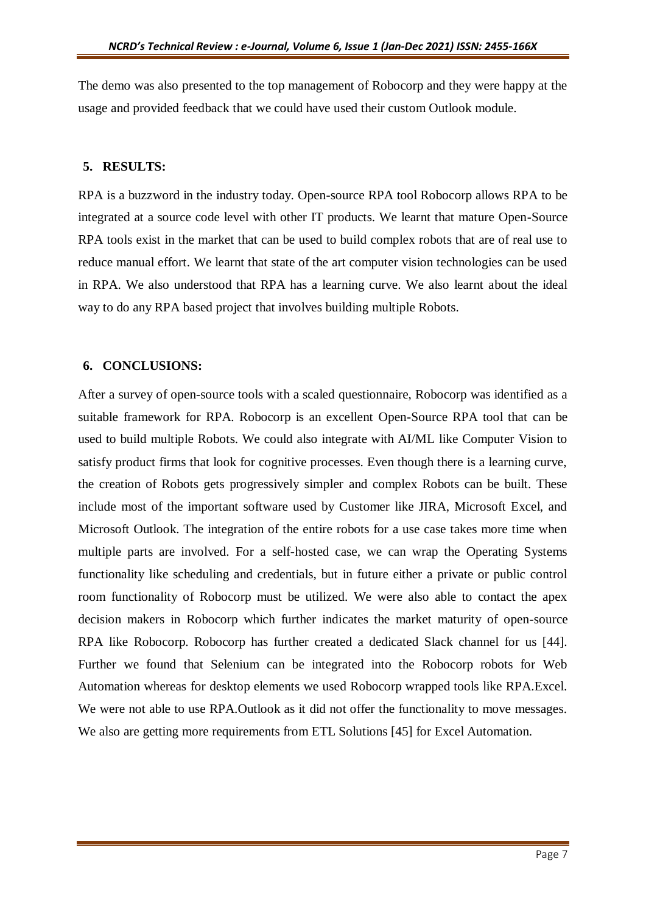The demo was also presented to the top management of Robocorp and they were happy at the usage and provided feedback that we could have used their custom Outlook module.

## 5. RESULTS:

RPA is a buzzword in the industry today. Open-source RPA tool Robocorp allows RPA to be integrated at a source code level with other IT products. We learnt that mature Open-Source RPA tools exist in the market that can be used to build complex robots that are of real use to reduce manual effort. We learnt that state of the art computer vision technologies can be used in RPA. We also understood that RPA has a learning curve. We also learnt about the ideal way to do any RPA based project that involves building multiple Robots.

## 6. CONCLUSIONS:

After a survey of open-source tools with a scaled questionnaire, Robocorp was identified as a suitable framework for RPA. Robocorp is an excellent Open-Source RPA tool that can be used to build multiple Robots. We could also integrate with AI/ML like Computer Vision to satisfy product firms that look for cognitive processes. Even though there is a learning curve, the creation of Robots gets progressively simpler and complex Robots can be built. These include most of the important software used by Customer like JIRA, Microsoft Excel, and Microsoft Outlook. The integration of the entire robots for a use case takes more time when multiple parts are involved. For a self-hosted case, we can wrap the Operating Systems functionality like scheduling and credentials, but in future either a private or public control room functionality of Robocorp must be utilized. We were also able to contact the apex decision makers in Robocorp which further indicates the market maturity of open-source RPA like Robocorp. Robocorp has further created a dedicated Slack channel for us [44]. Further we found that Selenium can be integrated into the Robocorp robots for Web Automation whereas for desktop elements we used Robocorp wrapped tools like RPA.Excel. We were not able to use RPA.Outlook as it did not offer the functionality to move messages. We also are getting more requirements from ETL Solutions [45] for Excel Automation.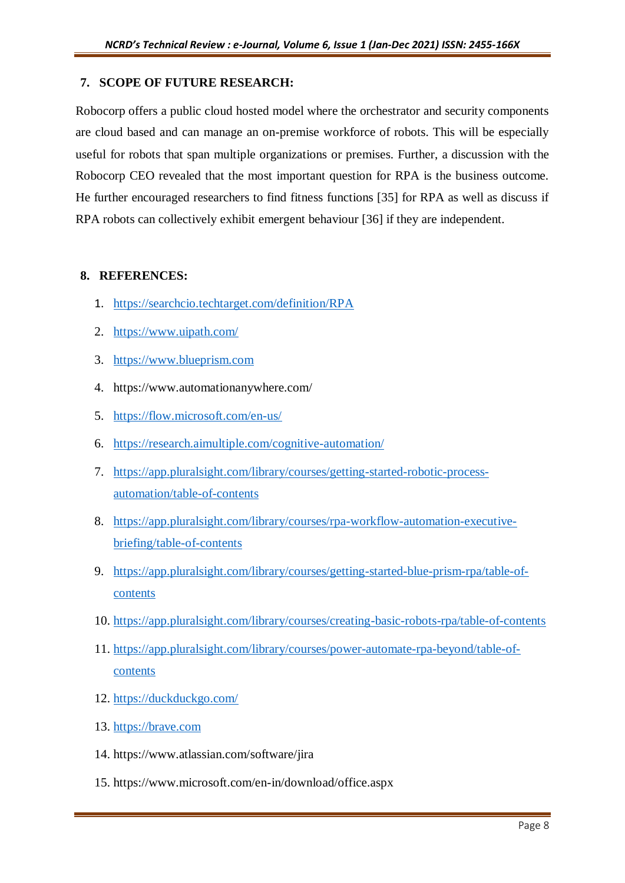## 7. SCOPE OF FUTURE RESEARCH:

Robocorp offers a public cloud hosted model where the orchestrator and security components are cloud based and can manage an on-premise workforce of robots. This will be especially useful for robots that span multiple organizations or premises. Further, a discussion with the Robocorp CEO revealed that the most important question for RPA is the business outcome. He further encouraged researchers to find fitness functions [35] for RPA as well as discuss if RPA robots can collectively exhibit emergent behaviour [36] if they are independent.

## 8. REFERENCES:

1. https://searchcio.techtarget.com/definition/RPA
2. https://www.uipath.com/
3. https://www.blueprism.com
4. https://www.automationanywhere.com/
5. https://flow.microsoft.com/en-us/
6. https://research.aimultiple.com/cognitive-automation/
7. https://app.pluralsight.com/library/courses/getting-started-robotic-process-automation/table-of-contents
8. https://app.pluralsight.com/library/courses/rpa-workflow-automation-executive-briefing/table-of-contents
9. https://app.pluralsight.com/library/courses/getting-started-blue-prism-rpa/table-of-contents
10. https://app.pluralsight.com/library/courses/creating-basic-robots-rpa/table-of-contents
11. https://app.pluralsight.com/library/courses/power-automate-rpa-beyond/table-of-contents
12. https://duckduckgo.com/
13. https://brave.com
14. https://www.atlassian.com/software/jira
15. https://www.microsoft.com/en-in/download/office.aspx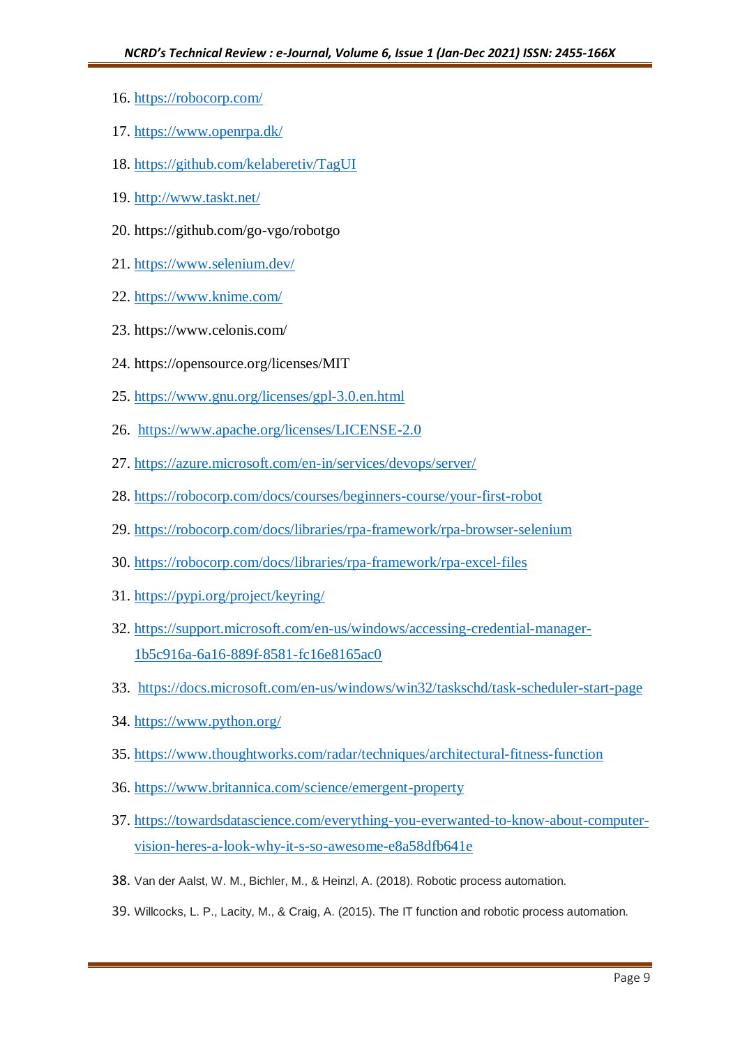16. https://robocorp.com/
17. https://www.openrpa.dk/
18. https://github.com/kelaberetiv/TagUI
19. http://www.taskt.net/
20. https://github.com/go-vgo/robotgo
21. https://www.selenium.dev/
22. https://www.knime.com/
23. https://www.celonis.com/
24. https://opensource.org/licenses/MIT
25. https://www.gnu.org/licenses/gpl-3.0.en.html
26. https://www.apache.org/licenses/LICENSE-2.0
27. https://azure.microsoft.com/en-in/services/devops/server/
28. https://robocorp.com/docs/courses/beginners-course/your-first-robot
29. https://robocorp.com/docs/libraries/rpa-framework/rpa-browser-selenium
30. https://robocorp.com/docs/libraries/rpa-framework/rpa-excel-files
31. https://pypi.org/project/keyring/
32. https://support.microsoft.com/en-us/windows/accessing-credential-manager-1b5c916a-6a16-889f-8581-fc16e8165ac0
33. https://docs.microsoft.com/en-us/windows/win32/taskschd/task-scheduler-start-page
34. https://www.python.org/
35. https://www.thoughtworks.com/radar/techniques/architectural-fitness-function
36. https://www.britannica.com/science/emergent-property
37. https://towardsdatascience.com/everything-you-everwanted-to-know-about-computer-vision-heres-a-look-why-it-s-so-awesome-e8a58dfb641e
38. Van der Aalst, W. M., Bichler, M., & Heinzl, A. (2018). Robotic process automation.
39. Willcocks, L. P., Lacity, M., & Craig, A. (2015). The IT function and robotic process automation.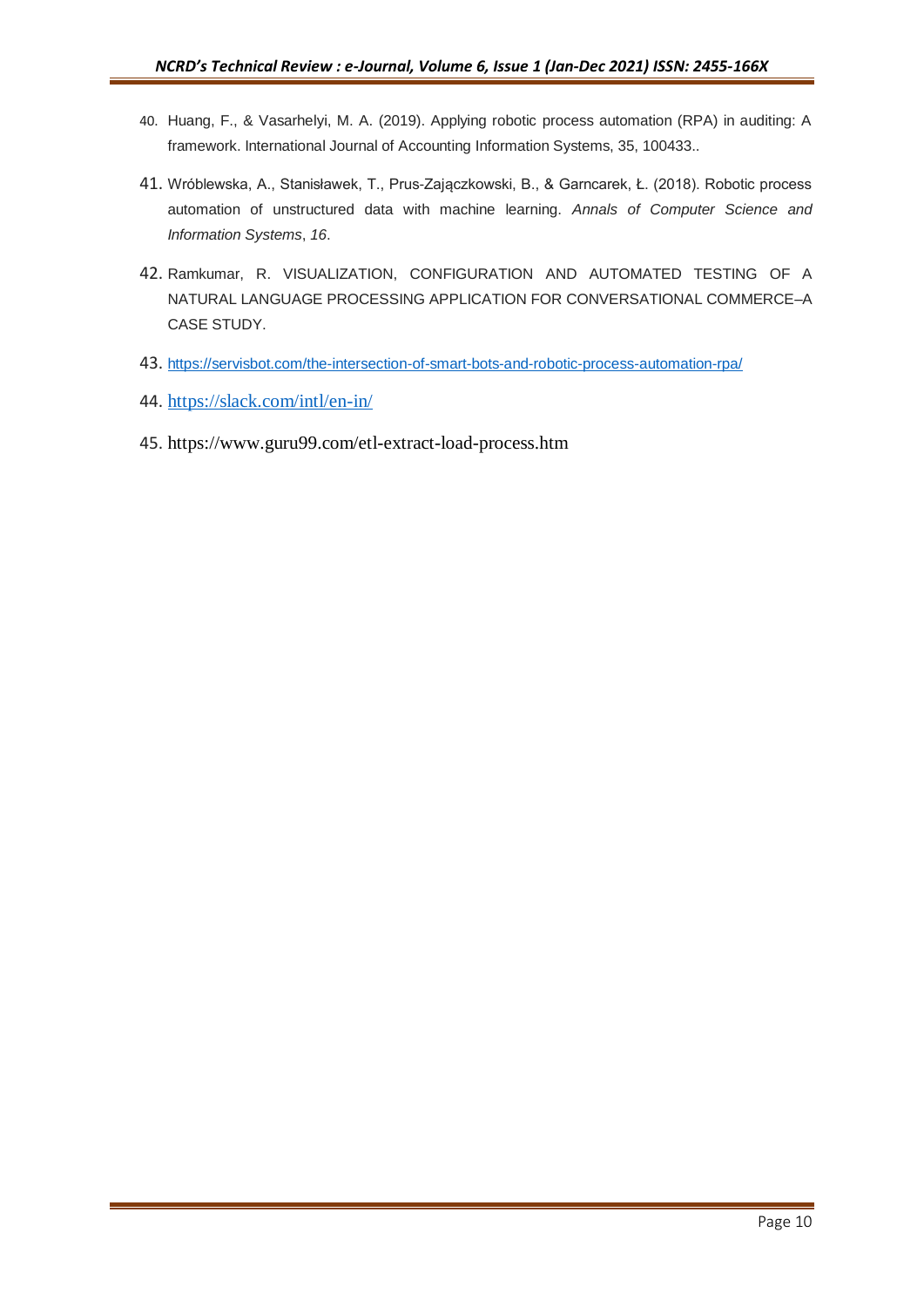40. Huang, F., & Vasarhelyi, M. A. (2019). Applying robotic process automation (RPA) in auditing: A framework. International Journal of Accounting Information Systems, 35, 100433..

41. Wróblewska, A., Stanisławek, T., Prus-Zajączkowski, B., & Garncarek, Ł. (2018). Robotic process automation of unstructured data with machine learning. *Annals of Computer Science and Information Systems*, *16*.

42. Ramkumar, R. VISUALIZATION, CONFIGURATION AND AUTOMATED TESTING OF A NATURAL LANGUAGE PROCESSING APPLICATION FOR CONVERSATIONAL COMMERCE–A CASE STUDY.

43. https://servisbot.com/the-intersection-of-smart-bots-and-robotic-process-automation-rpa/

44. https://slack.com/intl/en-in/

45. https://www.guru99.com/etl-extract-load-process.htm